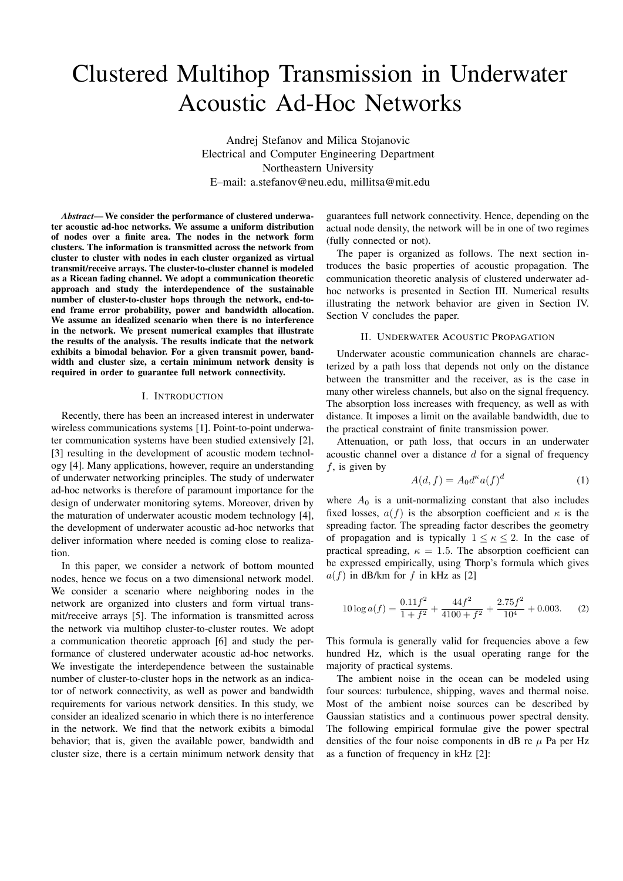# Clustered Multihop Transmission in Underwater Acoustic Ad-Hoc Networks

Andrej Stefanov and Milica Stojanovic
Electrical and Computer Engineering Department
Northeastern University
E–mail: a.stefanov@neu.edu, millitsa@mit.edu

***Abstract*— We consider the performance of clustered underwater acoustic ad-hoc networks. We assume a uniform distribution of nodes over a finite area. The nodes in the network form clusters. The information is transmitted across the network from cluster to cluster with nodes in each cluster organized as virtual transmit/receive arrays. The cluster-to-cluster channel is modeled as a Ricean fading channel. We adopt a communication theoretic approach and study the interdependence of the sustainable number of cluster-to-cluster hops through the network, end-to-end frame error probability, power and bandwidth allocation. We assume an idealized scenario when there is no interference in the network. We present numerical examples that illustrate the results of the analysis. The results indicate that the network exhibits a bimodal behavior. For a given transmit power, bandwidth and cluster size, a certain minimum network density is required in order to guarantee full network connectivity.**

## I. Introduction

Recently, there has been an increased interest in underwater wireless communications systems [1]. Point-to-point underwater communication systems have been studied extensively [2], [3] resulting in the development of acoustic modem technology [4]. Many applications, however, require an understanding of underwater networking principles. The study of underwater ad-hoc networks is therefore of paramount importance for the design of underwater monitoring sytems. Moreover, driven by the maturation of underwater acoustic modem technology [4], the development of underwater acoustic ad-hoc networks that deliver information where needed is coming close to realization.

In this paper, we consider a network of bottom mounted nodes, hence we focus on a two dimensional network model. We consider a scenario where neighboring nodes in the network are organized into clusters and form virtual transmit/receive arrays [5]. The information is transmitted across the network via multihop cluster-to-cluster routes. We adopt a communication theoretic approach [6] and study the performance of clustered underwater acoustic ad-hoc networks. We investigate the interdependence between the sustainable number of cluster-to-cluster hops in the network as an indicator of network connectivity, as well as power and bandwidth requirements for various network densities. In this study, we consider an idealized scenario in which there is no interference in the network. We find that the network exibits a bimodal behavior; that is, given the available power, bandwidth and cluster size, there is a certain minimum network density that guarantees full network connectivity. Hence, depending on the actual node density, the network will be in one of two regimes (fully connected or not).

The paper is organized as follows. The next section introduces the basic properties of acoustic propagation. The communication theoretic analysis of clustered underwater ad-hoc networks is presented in Section III. Numerical results illustrating the network behavior are given in Section IV. Section V concludes the paper.

## II. Underwater Acoustic Propagation

Underwater acoustic communication channels are characterized by a path loss that depends not only on the distance between the transmitter and the receiver, as is the case in many other wireless channels, but also on the signal frequency. The absorption loss increases with frequency, as well as with distance. It imposes a limit on the available bandwidth, due to the practical constraint of finite transmission power.

Attenuation, or path loss, that occurs in an underwater acoustic channel over a distance $d$ for a signal of frequency $f$, is given by

$$A(d, f) = A_0 d^{\kappa} a(f)^d \tag{1}$$

where $A_0$ is a unit-normalizing constant that also includes fixed losses, $a(f)$ is the absorption coefficient and $\kappa$ is the spreading factor. The spreading factor describes the geometry of propagation and is typically $1 \leq \kappa \leq 2$. In the case of practical spreading, $\kappa = 1.5$. The absorption coefficient can be expressed empirically, using Thorp's formula which gives $a(f)$ in dB/km for $f$ in kHz as [2]

$$10 \log a(f) = \frac{0.11 f^2}{1 + f^2} + \frac{44 f^2}{4100 + f^2} + \frac{2.75 f^2}{10^4} + 0.003. \tag{2}$$

This formula is generally valid for frequencies above a few hundred Hz, which is the usual operating range for the majority of practical systems.

The ambient noise in the ocean can be modeled using four sources: turbulence, shipping, waves and thermal noise. Most of the ambient noise sources can be described by Gaussian statistics and a continuous power spectral density. The following empirical formulae give the power spectral densities of the four noise components in dB re $\mu$ Pa per Hz as a function of frequency in kHz [2]: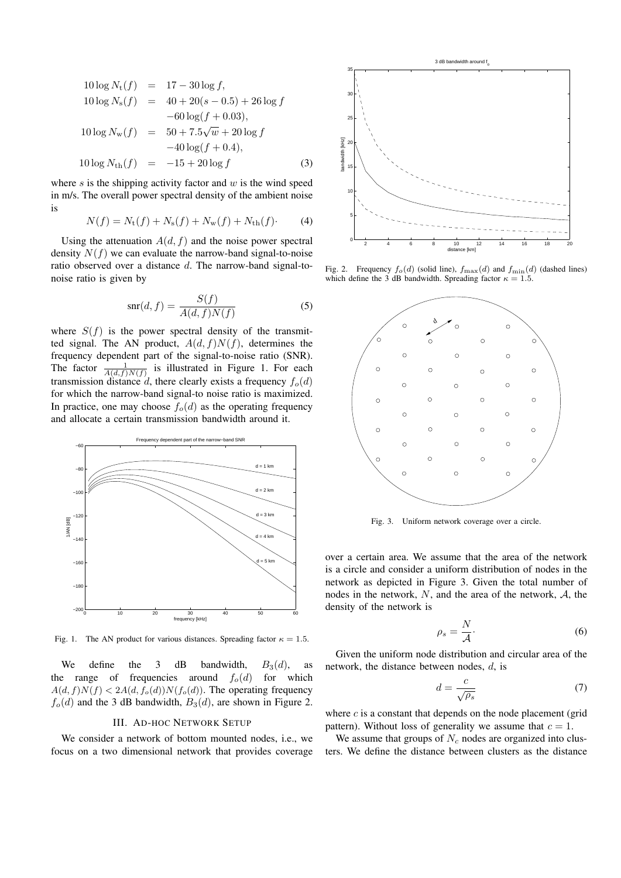$$
\begin{aligned}
10\log N_{\rm t}(f) &= 17 - 30\log f,\\
10\log N_{\rm s}(f) &= 40 + 20(s-0.5) + 26\log f\\
&\quad -60\log(f+0.03),\\
10\log N_{\rm w}(f) &= 50 + 7.5\sqrt{w} + 20\log f\\
&\quad -40\log(f+0.4),\\
10\log N_{\rm th}(f) &= -15 + 20\log f
\end{aligned}
\tag{3}
$$

where $s$ is the shipping activity factor and $w$ is the wind speed in m/s. The overall power spectral density of the ambient noise is

$$
N(f) = N_{\rm t}(f) + N_{\rm s}(f) + N_{\rm w}(f) + N_{\rm th}(f). \tag{4}
$$

Using the attenuation $A(d,f)$ and the noise power spectral density $N(f)$ we can evaluate the narrow-band signal-to-noise ratio observed over a distance $d$. The narrow-band signal-to-noise ratio is given by

$$
\mathrm{snr}(d,f) = \frac{S(f)}{A(d,f)N(f)} \tag{5}
$$

where $S(f)$ is the power spectral density of the transmitted signal. The AN product, $A(d,f)N(f)$, determines the frequency dependent part of the signal-to-noise ratio (SNR). The factor $\frac{1}{A(d,f)N(f)}$ is illustrated in Figure 1. For each transmission distance $d$, there clearly exists a frequency $f_o(d)$ for which the narrow-band signal-to noise ratio is maximized. In practice, one may choose $f_o(d)$ as the operating frequency and allocate a certain transmission bandwidth around it.

Fig. 1. The AN product for various distances. Spreading factor $\kappa = 1.5$.

We define the 3 dB bandwidth, $B_3(d)$, as the range of frequencies around $f_o(d)$ for which $A(d,f)N(f) < 2A(d,f_o(d))N(f_o(d))$. The operating frequency $f_o(d)$ and the 3 dB bandwidth, $B_3(d)$, are shown in Figure 2.

Fig. 2. Frequency $f_o(d)$ (solid line), $f_{\max}(d)$ and $f_{\min}(d)$ (dashed lines) which define the 3 dB bandwidth. Spreading factor $\kappa = 1.5$.

## III. Ad-hoc Network Setup

We consider a network of bottom mounted nodes, i.e., we focus on a two dimensional network that provides coverage over a certain area. We assume that the area of the network is a circle and consider a uniform distribution of nodes in the network as depicted in Figure 3. Given the total number of nodes in the network, $N$, and the area of the network, $\mathcal{A}$, the density of the network is

Fig. 3. Uniform network coverage over a circle.

$$
\rho_s = \frac{N}{\mathcal{A}}. \tag{6}
$$

Given the uniform node distribution and circular area of the network, the distance between nodes, $d$, is

$$
d = \frac{c}{\sqrt{\rho_s}} \tag{7}
$$

where $c$ is a constant that depends on the node placement (grid pattern). Without loss of generality we assume that $c = 1$.

We assume that groups of $N_c$ nodes are organized into clusters. We define the distance between clusters as the distance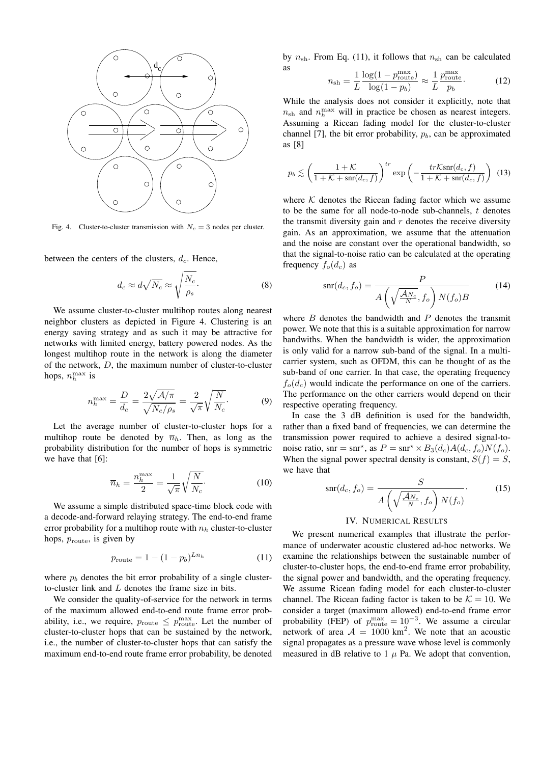Fig. 4. Cluster-to-cluster transmission with $N_c = 3$ nodes per cluster.

between the centers of the clusters, $d_c$. Hence,

$$d_c \approx d\sqrt{N_c} \approx \sqrt{\frac{N_c}{\rho_s}}. \tag{8}$$

We assume cluster-to-cluster multihop routes along nearest neighbor clusters as depicted in Figure 4. Clustering is an energy saving strategy and as such it may be attractive for networks with limited energy, battery powered nodes. As the longest multihop route in the network is along the diameter of the network, $D$, the maximum number of cluster-to-cluster hops, $n_h^{\max}$ is

$$n_h^{\max} = \frac{D}{d_c} = \frac{2\sqrt{\mathcal{A}/\pi}}{\sqrt{N_c/\rho_s}} = \frac{2}{\sqrt{\pi}}\sqrt{\frac{N}{N_c}}. \tag{9}$$

Let the average number of cluster-to-cluster hops for a multihop route be denoted by $\overline{n}_h$. Then, as long as the probability distribution for the number of hops is symmetric we have that [6]:

$$\overline{n}_h = \frac{n_h^{\max}}{2} = \frac{1}{\sqrt{\pi}}\sqrt{\frac{N}{N_c}}. \tag{10}$$

We assume a simple distributed space-time block code with a decode-and-forward relaying strategy. The end-to-end frame error probability for a multihop route with $n_h$ cluster-to-cluster hops, $p_{\rm route}$, is given by

$$p_{\rm route} = 1 - (1 - p_b)^{L n_h} \tag{11}$$

where $p_b$ denotes the bit error probability of a single cluster-to-cluster link and $L$ denotes the frame size in bits.

We consider the quality-of-service for the network in terms of the maximum allowed end-to-end route frame error probability, i.e., we require, $p_{\rm route} \leq p_{\rm route}^{\max}$. Let the number of cluster-to-cluster hops that can be sustained by the network, i.e., the number of cluster-to-cluster hops that can satisfy the maximum end-to-end route frame error probability, be denoted by $n_{\rm sh}$. From Eq. (11), it follows that $n_{\rm sh}$ can be calculated as

$$n_{\rm sh} = \frac{1}{L}\frac{\log(1 - p_{\rm route}^{\max})}{\log(1 - p_b)} \approx \frac{1}{L}\frac{p_{\rm route}^{\max}}{p_b}. \tag{12}$$

While the analysis does not consider it explicitly, note that $n_{\rm sh}$ and $n_h^{\max}$ will in practice be chosen as nearest integers. Assuming a Ricean fading model for the cluster-to-cluster channel [7], the bit error probability, $p_b$, can be approximated as [8]

$$p_b \lesssim \left(\frac{1 + \mathcal{K}}{1 + \mathcal{K} + {\rm snr}(d_c, f)}\right)^{tr} \exp\left(-\frac{tr\mathcal{K}{\rm snr}(d_c, f)}{1 + \mathcal{K} + {\rm snr}(d_c, f)}\right) \tag{13}$$

where $\mathcal{K}$ denotes the Ricean fading factor which we assume to be the same for all node-to-node sub-channels, $t$ denotes the transmit diversity gain and $r$ denotes the receive diversity gain. As an approximation, we assume that the attenuation and the noise are constant over the operational bandwidth, so that the signal-to-noise ratio can be calculated at the operating frequency $f_o(d_c)$ as

$$ {\rm snr}(d_c, f_o) = \frac{P}{A\left(\sqrt{\frac{\mathcal{A}N_c}{N}}, f_o\right) N(f_o) B} \tag{14}$$

where $B$ denotes the bandwidth and $P$ denotes the transmit power. We note that this is a suitable approximation for narrow bandwiths. When the bandwidth is wider, the approximation is only valid for a narrow sub-band of the signal. In a multi-carrier system, such as OFDM, this can be thought of as the sub-band of one carrier. In that case, the operating frequency $f_o(d_c)$ would indicate the performance on one of the carriers. The performance on the other carriers would depend on their respective operating frequency.

In case the 3 dB definition is used for the bandwidth, rather than a fixed band of frequencies, we can determine the transmission power required to achieve a desired signal-to-noise ratio, ${\rm snr} = {\rm snr}^\star$, as $P = {\rm snr}^\star \times B_3(d_c) A(d_c, f_o) N(f_o)$. When the signal power spectral density is constant, $S(f) = S$, we have that

$$ {\rm snr}(d_c, f_o) = \frac{S}{A\left(\sqrt{\frac{\mathcal{A}N_c}{N}}, f_o\right) N(f_o)}. \tag{15}$$

## IV. Numerical Results

We present numerical examples that illustrate the performance of underwater acoustic clustered ad-hoc networks. We examine the relationships between the sustainable number of cluster-to-cluster hops, the end-to-end frame error probability, the signal power and bandwidth, and the operating frequency. We assume Ricean fading model for each cluster-to-cluster channel. The Ricean fading factor is taken to be $\mathcal{K} = 10$. We consider a target (maximum allowed) end-to-end frame error probability (FEP) of $p_{\rm route}^{\max} = 10^{-3}$. We assume a circular network of area $\mathcal{A} = 1000$ km$^2$. We note that an acoustic signal propagates as a pressure wave whose level is commonly measured in dB relative to 1 $\mu$ Pa. We adopt that convention,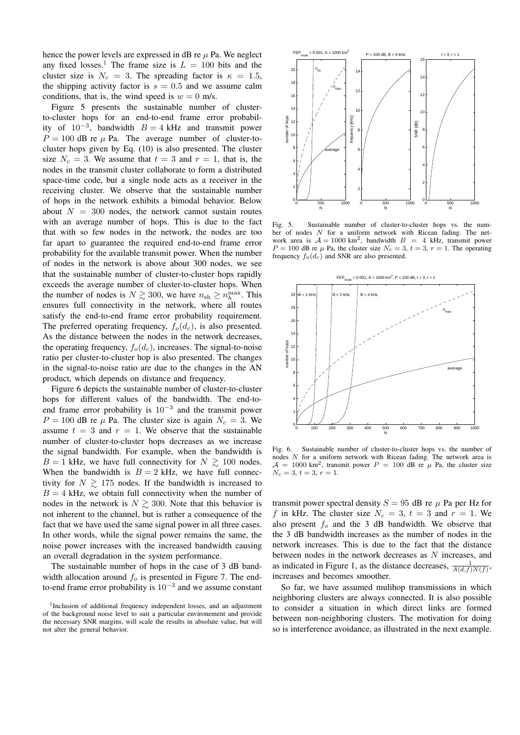hence the power levels are expressed in dB re $\mu$ Pa. We neglect any fixed losses.[1] The frame size is $L = 100$ bits and the cluster size is $N_c = 3$. The spreading factor is $\kappa = 1.5$, the shipping activity factor is $s = 0.5$ and we assume calm conditions, that is, the wind speed is $w = 0$ m/s.

Figure 5 presents the sustainable number of cluster-to-cluster hops for an end-to-end frame error probability of $10^{-3}$, bandwidth $B = 4$ kHz and transmit power $P = 100$ dB re $\mu$ Pa. The average number of cluster-to-cluster hops given by Eq. (10) is also presented. The cluster size $N_c = 3$. We assume that $t = 3$ and $r = 1$, that is, the nodes in the transmit cluster collaborate to form a distributed space-time code, but a single node acts as a receiver in the receiving cluster. We observe that the sustainable number of hops in the network exhibits a bimodal behavior. Below about $N = 300$ nodes, the network cannot sustain routes with an average number of hops. This is due to the fact that with so few nodes in the network, the nodes are too far apart to guarantee the required end-to-end frame error probability for the available transmit power. When the number of nodes in the network is above about 300 nodes, we see that the sustainable number of cluster-to-cluster hops rapidly exceeds the average number of cluster-to-cluster hops. When the number of nodes is $N \gtrsim 300$, we have $n_{\text{sh}} \geq n_h^{\max}$. This ensures full connectivity in the network, where all routes satisfy the end-to-end frame error probability requirement. The preferred operating frequency, $f_o(d_c)$, is also presented. As the distance between the nodes in the network decreases, the operating frequency, $f_o(d_c)$, increases. The signal-to-noise ratio per cluster-to-cluster hop is also presented. The changes in the signal-to-noise ratio are due to the changes in the AN product, which depends on distance and frequency.

Figure 6 depicts the sustainable number of cluster-to-cluster hops for different values of the bandwidth. The end-to-end frame error probability is $10^{-3}$ and the transmit power $P = 100$ dB re $\mu$ Pa. The cluster size is again $N_c = 3$. We assume $t = 3$ and $r = 1$. We observe that the sustainable number of cluster-to-cluster hops decreases as we increase the signal bandwidth. For example, when the bandwidth is $B = 1$ kHz, we have full connectivity for $N \gtrsim 100$ nodes. When the bandwidth is $B = 2$ kHz, we have full connectivity for $N \gtrsim 175$ nodes. If the bandwidth is increased to $B = 4$ kHz, we obtain full connectivity when the number of nodes in the network is $N \gtrsim 300$. Note that this behavior is not inherent to the channel, but is rather a consequence of the fact that we have used the same signal power in all three cases. In other words, while the signal power remains the same, the noise power increases with the increased bandwidth causing an overall degradation in the system performance.

The sustainable number of hops in the case of 3 dB bandwidth allocation around $f_o$ is presented in Figure 7. The end-to-end frame error probability is $10^{-3}$ and we assume constant transmit power spectral density $S = 95$ dB re $\mu$ Pa per Hz for $f$ in kHz. The cluster size $N_c = 3$, $t = 3$ and $r = 1$. We also present $f_o$ and the 3 dB bandwidth. We observe that the 3 dB bandwidth increases as the number of nodes in the network increases. This is due to the fact that the distance between nodes in the network decreases as $N$ increases, and as indicated in Figure 1, as the distance decreases, $\frac{1}{A(d,f)N(f)}$, increases and becomes smoother.

So far, we have assumed mulihop transmissions in which neighboring clusters are always connected. It is also possible to consider a situation in which direct links are formed between non-neighboring clusters. The motivation for doing so is interference avoidance, as illustrated in the next example.

Fig. 5. Sustainable number of cluster-to-cluster hops vs. the number of nodes $N$ for a uniform network with Ricean fading. The network area is $\mathcal{A} = 1000$ km$^2$, bandwidth $B = 4$ kHz, transmit power $P = 100$ dB re $\mu$ Pa, the cluster size $N_c = 3$, $t = 3$, $r = 1$. The operating frequency $f_o(d_c)$ and SNR are also presented.

Fig. 6. Sustainable number of cluster-to-cluster hops vs. the number of nodes $N$ for a uniform network with Ricean fading. The network area is $\mathcal{A} = 1000$ km$^2$, transmit power $P = 100$ dB re $\mu$ Pa, the cluster size $N_c = 3$, $t = 3$, $r = 1$.

[1] Inclusion of additional frequency independent losses, and an adjustment of the background noise level to suit a particular environement and provide the necessary SNR margins, will scale the results in absolute value, but will not alter the general behavior.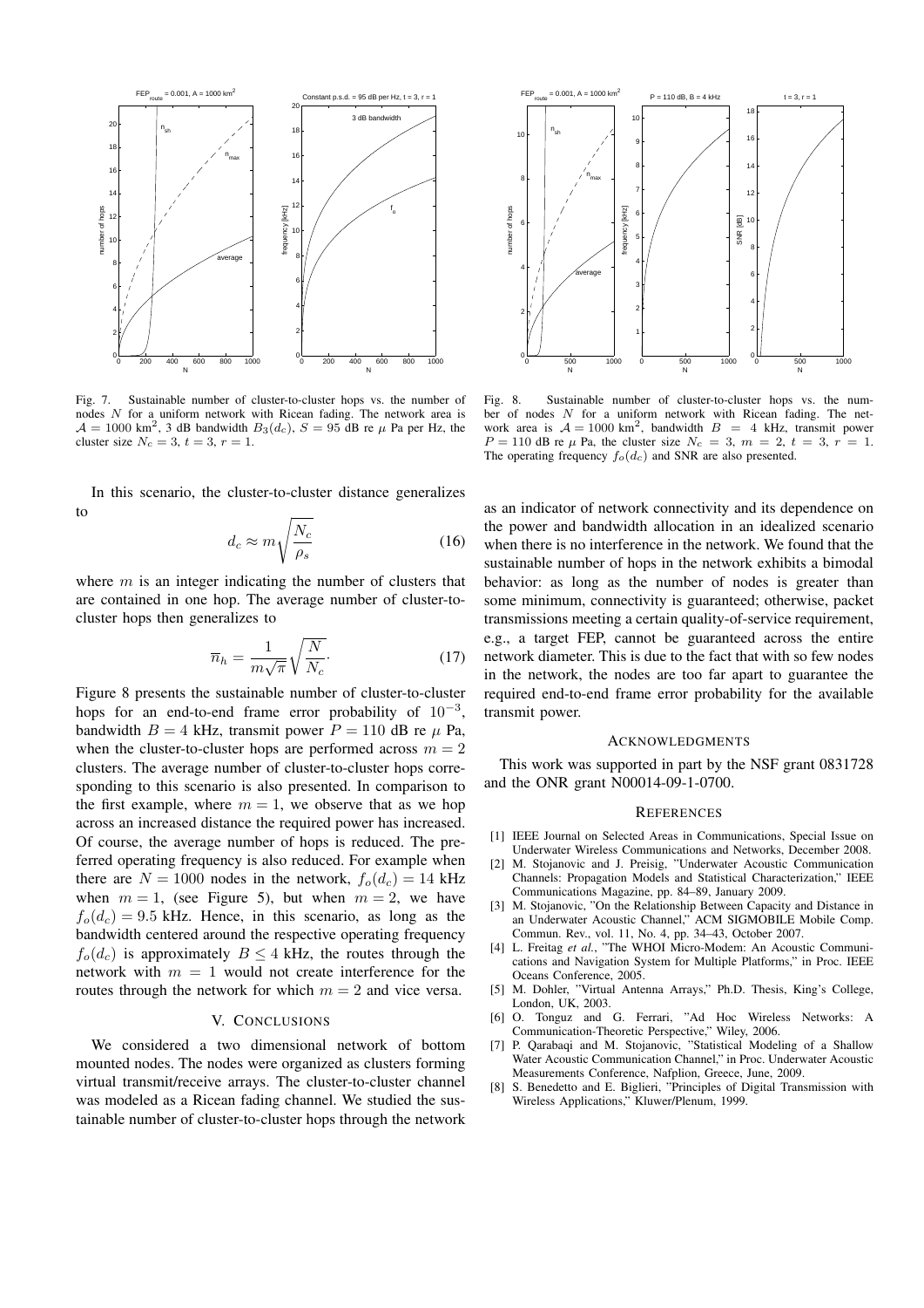FEP$_{route}$ = 0.001, A = 1000 km$^2$

number of hops

n$_{sh}$

n$_{max}$

average

N

Constant p.s.d. = 95 dB per Hz, t = 3, r = 1

frequency [kHz]

3 dB bandwidth

f$_o$

N

Fig. 7. Sustainable number of cluster-to-cluster hops vs. the number of nodes $N$ for a uniform network with Ricean fading. The network area is $\mathcal{A} = 1000$ km$^2$, 3 dB bandwidth $B_3(d_c)$, $S = 95$ dB re $\mu$ Pa per Hz, the cluster size $N_c = 3$, $t = 3$, $r = 1$.

FEP$_{route}$ = 0.001, A = 1000 km$^2$

number of hops

n$_{sh}$

n$_{max}$

average

N

P = 110 dB, B = 4 kHz

frequency [kHz]

N

t = 3, r = 1

SNR [dB]

N

Fig. 8. Sustainable number of cluster-to-cluster hops vs. the number of nodes $N$ for a uniform network with Ricean fading. The network area is $\mathcal{A} = 1000$ km$^2$, bandwidth $B = 4$ kHz, transmit power $P = 110$ dB re $\mu$ Pa, the cluster size $N_c = 3$, $m = 2$, $t = 3$, $r = 1$. The operating frequency $f_o(d_c)$ and SNR are also presented.

In this scenario, the cluster-to-cluster distance generalizes to

$$d_c \approx m\sqrt{\frac{N_c}{\rho_s}} \tag{16}$$

where $m$ is an integer indicating the number of clusters that are contained in one hop. The average number of cluster-to-cluster hops then generalizes to

$$\overline{n}_h = \frac{1}{m\sqrt{\pi}}\sqrt{\frac{N}{N_c}}. \tag{17}$$

Figure 8 presents the sustainable number of cluster-to-cluster hops for an end-to-end frame error probability of $10^{-3}$, bandwidth $B = 4$ kHz, transmit power $P = 110$ dB re $\mu$ Pa, when the cluster-to-cluster hops are performed across $m = 2$ clusters. The average number of cluster-to-cluster hops corresponding to this scenario is also presented. In comparison to the first example, where $m = 1$, we observe that as we hop across an increased distance the required power has increased. Of course, the average number of hops is reduced. The preferred operating frequency is also reduced. For example when there are $N = 1000$ nodes in the network, $f_o(d_c) = 14$ kHz when $m = 1$, (see Figure 5), but when $m = 2$, we have $f_o(d_c) = 9.5$ kHz. Hence, in this scenario, as long as the bandwidth centered around the respective operating frequency $f_o(d_c)$ is approximately $B \leq 4$ kHz, the routes through the network with $m = 1$ would not create interference for the routes through the network for which $m = 2$ and vice versa.

## V. Conclusions

We considered a two dimensional network of bottom mounted nodes. The nodes were organized as clusters forming virtual transmit/receive arrays. The cluster-to-cluster channel was modeled as a Ricean fading channel. We studied the sustainable number of cluster-to-cluster hops through the network as an indicator of network connectivity and its dependence on the power and bandwidth allocation in an idealized scenario when there is no interference in the network. We found that the sustainable number of hops in the network exhibits a bimodal behavior: as long as the number of nodes is greater than some minimum, connectivity is guaranteed; otherwise, packet transmissions meeting a certain quality-of-service requirement, e.g., a target FEP, cannot be guaranteed across the entire network diameter. This is due to the fact that with so few nodes in the network, the nodes are too far apart to guarantee the required end-to-end frame error probability for the available transmit power.

## Acknowledgments

This work was supported in part by the NSF grant 0831728 and the ONR grant N00014-09-1-0700.

## References

[1] IEEE Journal on Selected Areas in Communications, Special Issue on Underwater Wireless Communications and Networks, December 2008.

[2] M. Stojanovic and J. Preisig, "Underwater Acoustic Communication Channels: Propagation Models and Statistical Characterization," IEEE Communications Magazine, pp. 84–89, January 2009.

[3] M. Stojanovic, "On the Relationship Between Capacity and Distance in an Underwater Acoustic Channel," ACM SIGMOBILE Mobile Comp. Commun. Rev., vol. 11, No. 4, pp. 34–43, October 2007.

[4] L. Freitag *et al.*, "The WHOI Micro-Modem: An Acoustic Communications and Navigation System for Multiple Platforms," in Proc. IEEE Oceans Conference, 2005.

[5] M. Dohler, "Virtual Antenna Arrays," Ph.D. Thesis, King's College, London, UK, 2003.

[6] O. Tonguz and G. Ferrari, "Ad Hoc Wireless Networks: A Communication-Theoretic Perspective," Wiley, 2006.

[7] P. Qarabaqi and M. Stojanovic, "Statistical Modeling of a Shallow Water Acoustic Communication Channel," in Proc. Underwater Acoustic Measurements Conference, Nafplion, Greece, June, 2009.

[8] S. Benedetto and E. Biglieri, "Principles of Digital Transmission with Wireless Applications," Kluwer/Plenum, 1999.